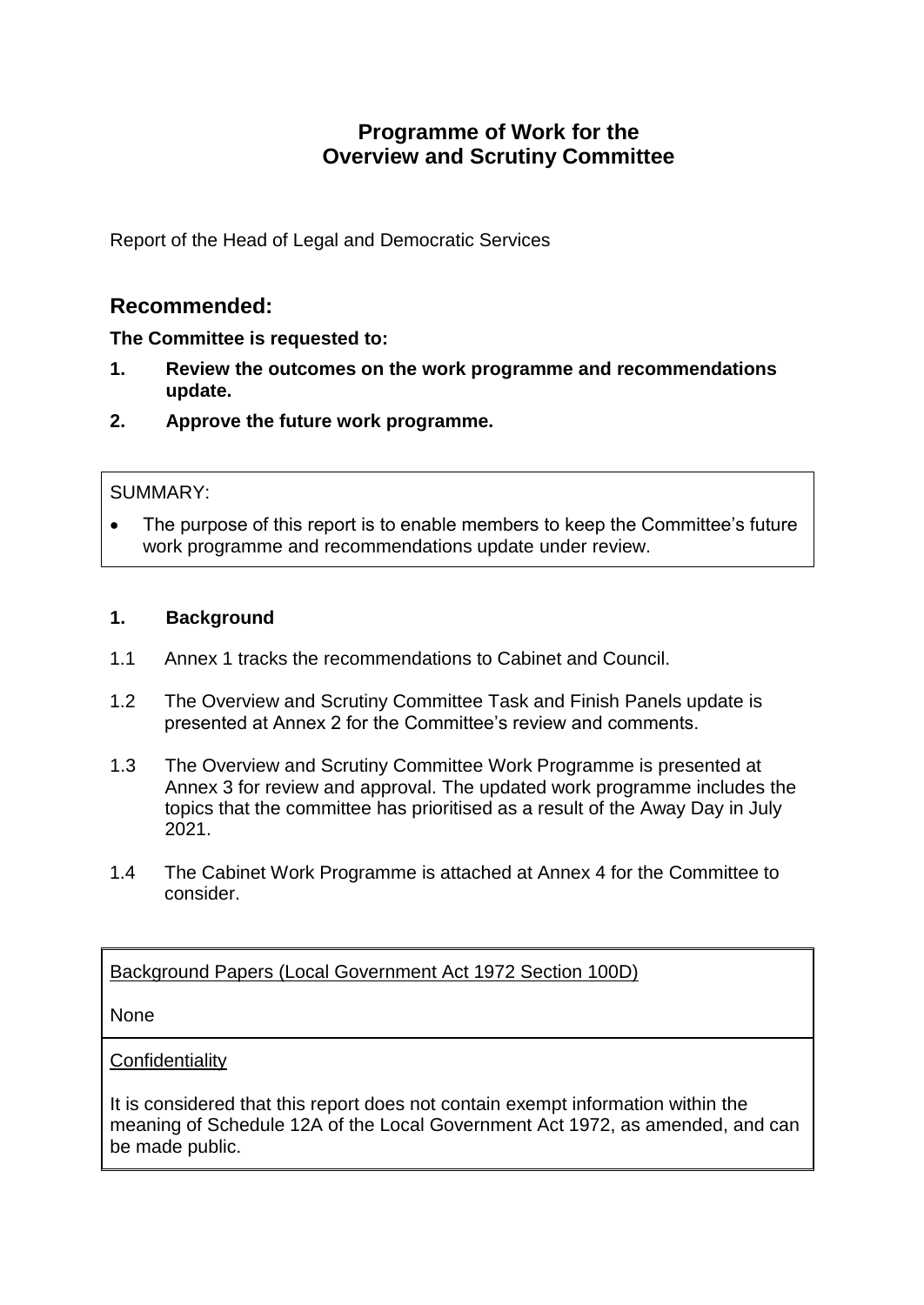# Programme of Work for the Overview and Scrutiny Committee

Report of the Head of Legal and Democratic Services

## Recommended:

**The Committee is requested to:**

1. **Review the outcomes on the work programme and recommendations update.**
2. **Approve the future work programme.**

SUMMARY:

- The purpose of this report is to enable members to keep the Committee's future work programme and recommendations update under review.

### 1. Background

1.1 Annex 1 tracks the recommendations to Cabinet and Council.

1.2 The Overview and Scrutiny Committee Task and Finish Panels update is presented at Annex 2 for the Committee's review and comments.

1.3 The Overview and Scrutiny Committee Work Programme is presented at Annex 3 for review and approval. The updated work programme includes the topics that the committee has prioritised as a result of the Away Day in July 2021.

1.4 The Cabinet Work Programme is attached at Annex 4 for the Committee to consider.

Background Papers (Local Government Act 1972 Section 100D)

None

Confidentiality

It is considered that this report does not contain exempt information within the meaning of Schedule 12A of the Local Government Act 1972, as amended, and can be made public.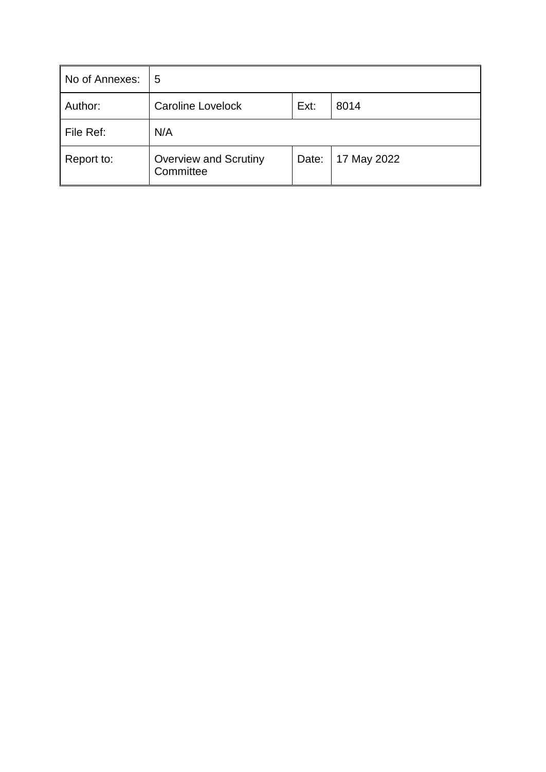| | | | |
|---|---|---|---|
| No of Annexes: | 5 | | |
| Author: | Caroline Lovelock | Ext: | 8014 |
| File Ref: | N/A | | |
| Report to: | Overview and Scrutiny Committee | Date: | 17 May 2022 |